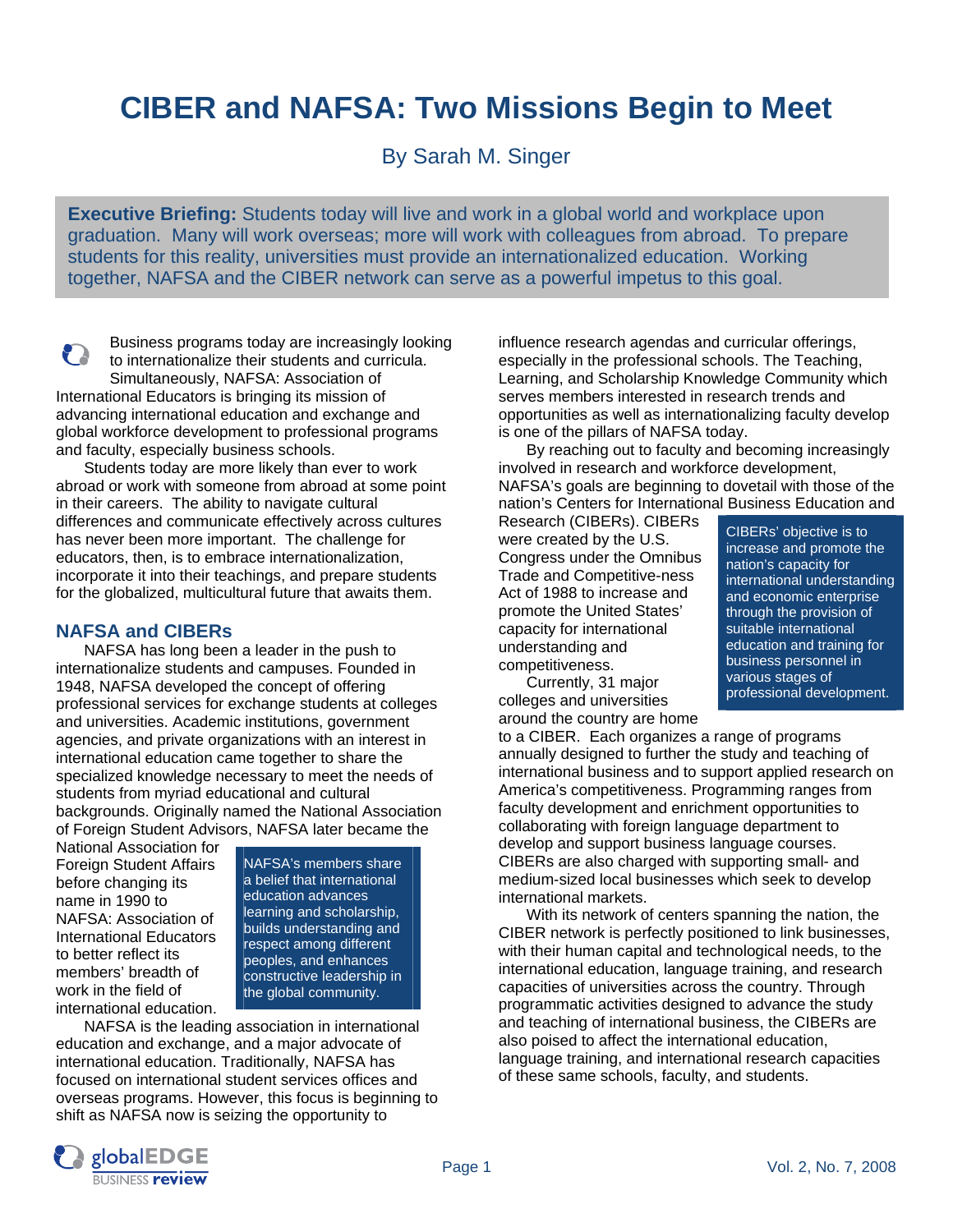# CIBER and NAFSA: Two Missions Begin to Meet

By Sarah M. Singer

**Executive Briefing:** Students today will live and work in a global world and workplace upon graduation. Many will work overseas; more will work with colleagues from abroad. To prepare students for this reality, universities must provide an internationalized education. Working together, NAFSA and the CIBER network can serve as a powerful impetus to this goal.

Business programs today are increasingly looking to internationalize their students and curricula. Simultaneously, NAFSA: Association of International Educators is bringing its mission of advancing international education and exchange and global workforce development to professional programs and faculty, especially business schools.

Students today are more likely than ever to work abroad or work with someone from abroad at some point in their careers. The ability to navigate cultural differences and communicate effectively across cultures has never been more important. The challenge for educators, then, is to embrace internationalization, incorporate it into their teachings, and prepare students for the globalized, multicultural future that awaits them.

## NAFSA and CIBERs

NAFSA has long been a leader in the push to internationalize students and campuses. Founded in 1948, NAFSA developed the concept of offering professional services for exchange students at colleges and universities. Academic institutions, government agencies, and private organizations with an interest in international education came together to share the specialized knowledge necessary to meet the needs of students from myriad educational and cultural backgrounds. Originally named the National Association of Foreign Student Advisors, NAFSA later became the National Association for Foreign Student Affairs before changing its name in 1990 to NAFSA: Association of International Educators to better reflect its members' breadth of work in the field of international education.

> NAFSA's members share a belief that international education advances learning and scholarship, builds understanding and respect among different peoples, and enhances constructive leadership in the global community.

NAFSA is the leading association in international education and exchange, and a major advocate of international education. Traditionally, NAFSA has focused on international student services offices and overseas programs. However, this focus is beginning to shift as NAFSA now is seizing the opportunity to influence research agendas and curricular offerings, especially in the professional schools. The Teaching, Learning, and Scholarship Knowledge Community which serves members interested in research trends and opportunities as well as internationalizing faculty develop is one of the pillars of NAFSA today.

By reaching out to faculty and becoming increasingly involved in research and workforce development, NAFSA's goals are beginning to dovetail with those of the nation's Centers for International Business Education and Research (CIBERs). CIBERs were created by the U.S. Congress under the Omnibus Trade and Competitive-ness Act of 1988 to increase and promote the United States' capacity for international understanding and competitiveness.

> CIBERs' objective is to increase and promote the nation's capacity for international understanding and economic enterprise through the provision of suitable international education and training for business personnel in various stages of professional development.

Currently, 31 major colleges and universities around the country are home to a CIBER. Each organizes a range of programs annually designed to further the study and teaching of international business and to support applied research on America's competitiveness. Programming ranges from faculty development and enrichment opportunities to collaborating with foreign language department to develop and support business language courses. CIBERs are also charged with supporting small- and medium-sized local businesses which seek to develop international markets.

With its network of centers spanning the nation, the CIBER network is perfectly positioned to link businesses, with their human capital and technological needs, to the international education, language training, and research capacities of universities across the country. Through programmatic activities designed to advance the study and teaching of international business, the CIBERs are also poised to affect the international education, language training, and international research capacities of these same schools, faculty, and students.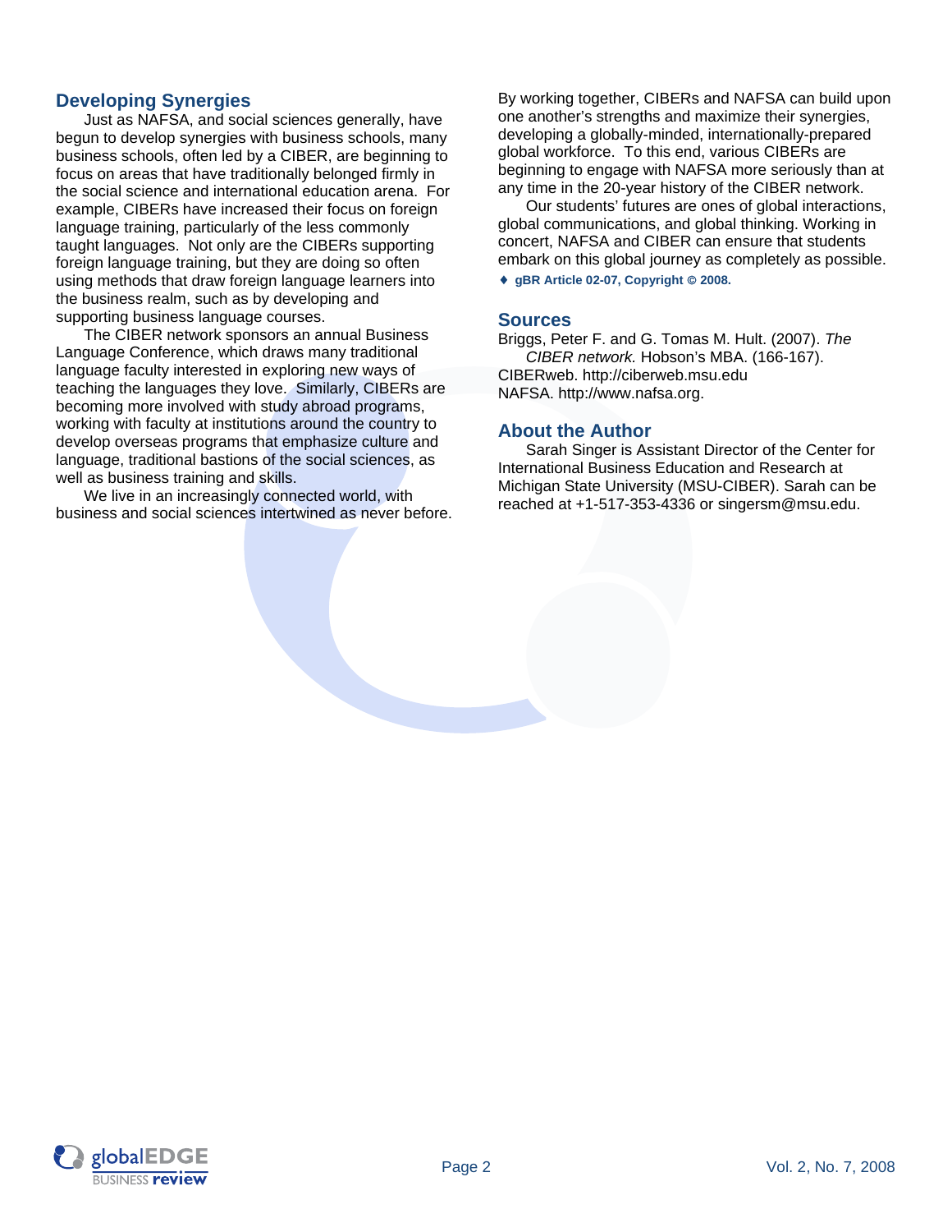## Developing Synergies

Just as NAFSA, and social sciences generally, have begun to develop synergies with business schools, many business schools, often led by a CIBER, are beginning to focus on areas that have traditionally belonged firmly in the social science and international education arena. For example, CIBERs have increased their focus on foreign language training, particularly of the less commonly taught languages. Not only are the CIBERs supporting foreign language training, but they are doing so often using methods that draw foreign language learners into the business realm, such as by developing and supporting business language courses.

The CIBER network sponsors an annual Business Language Conference, which draws many traditional language faculty interested in exploring new ways of teaching the languages they love. Similarly, CIBERs are becoming more involved with study abroad programs, working with faculty at institutions around the country to develop overseas programs that emphasize culture and language, traditional bastions of the social sciences, as well as business training and skills.

We live in an increasingly connected world, with business and social sciences intertwined as never before. By working together, CIBERs and NAFSA can build upon one another's strengths and maximize their synergies, developing a globally-minded, internationally-prepared global workforce. To this end, various CIBERs are beginning to engage with NAFSA more seriously than at any time in the 20-year history of the CIBER network.

Our students' futures are ones of global interactions, global communications, and global thinking. Working in concert, NAFSA and CIBER can ensure that students embark on this global journey as completely as possible.

♦ **gBR Article 02-07, Copyright © 2008.**

## Sources

Briggs, Peter F. and G. Tomas M. Hult. (2007). *The CIBER network.* Hobson's MBA. (166-167).

CIBERweb. http://ciberweb.msu.edu

NAFSA. http://www.nafsa.org.

## About the Author

Sarah Singer is Assistant Director of the Center for International Business Education and Research at Michigan State University (MSU-CIBER). Sarah can be reached at +1-517-353-4336 or singersm@msu.edu.